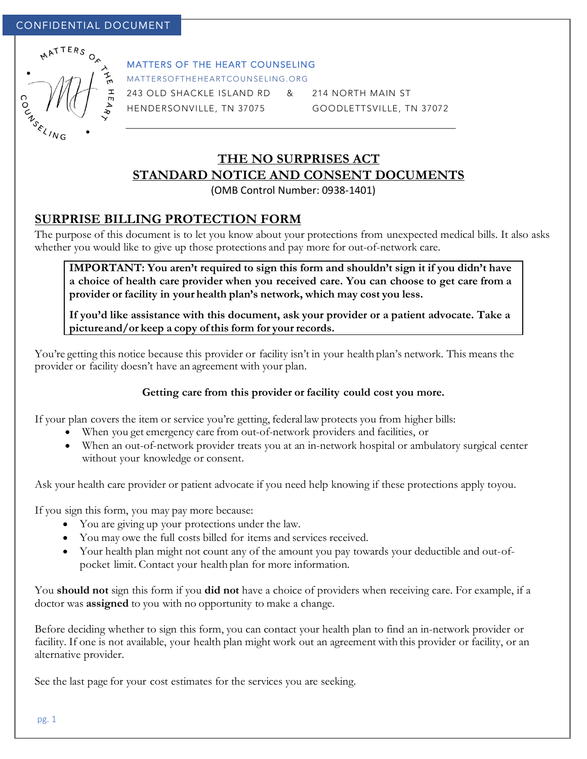CONFIDENTIAL DOCUMENT

MATTERS OF THE HEART COUNSELING
MATTERSOFTHEHEARTCOUNSELING.ORG
243 OLD SHACKLE ISLAND RD & 214 NORTH MAIN ST
HENDERSONVILLE, TN 37075 GOODLETTSVILLE, TN 37072

# THE NO SURPRISES ACT
# STANDARD NOTICE AND CONSENT DOCUMENTS

(OMB Control Number: 0938-1401)

## SURPRISE BILLING PROTECTION FORM

The purpose of this document is to let you know about your protections from unexpected medical bills. It also asks whether you would like to give up those protections and pay more for out-of-network care.

> **IMPORTANT: You aren't required to sign this form and shouldn't sign it if you didn't have a choice of health care provider when you received care. You can choose to get care from a provider or facility in your health plan's network, which may cost you less.**
>
> **If you'd like assistance with this document, ask your provider or a patient advocate. Take a picture and/or keep a copy of this form for your records.**

You're getting this notice because this provider or facility isn't in your health plan's network. This means the provider or facility doesn't have an agreement with your plan.

**Getting care from this provider or facility could cost you more.**

If your plan covers the item or service you're getting, federal law protects you from higher bills:

- When you get emergency care from out-of-network providers and facilities, or
- When an out-of-network provider treats you at an in-network hospital or ambulatory surgical center without your knowledge or consent.

Ask your health care provider or patient advocate if you need help knowing if these protections apply toyou.

If you sign this form, you may pay more because:

- You are giving up your protections under the law.
- You may owe the full costs billed for items and services received.
- Your health plan might not count any of the amount you pay towards your deductible and out-of-pocket limit. Contact your health plan for more information.

You **should not** sign this form if you **did not** have a choice of providers when receiving care. For example, if a doctor was **assigned** to you with no opportunity to make a change.

Before deciding whether to sign this form, you can contact your health plan to find an in-network provider or facility. If one is not available, your health plan might work out an agreement with this provider or facility, or an alternative provider.

See the last page for your cost estimates for the services you are seeking.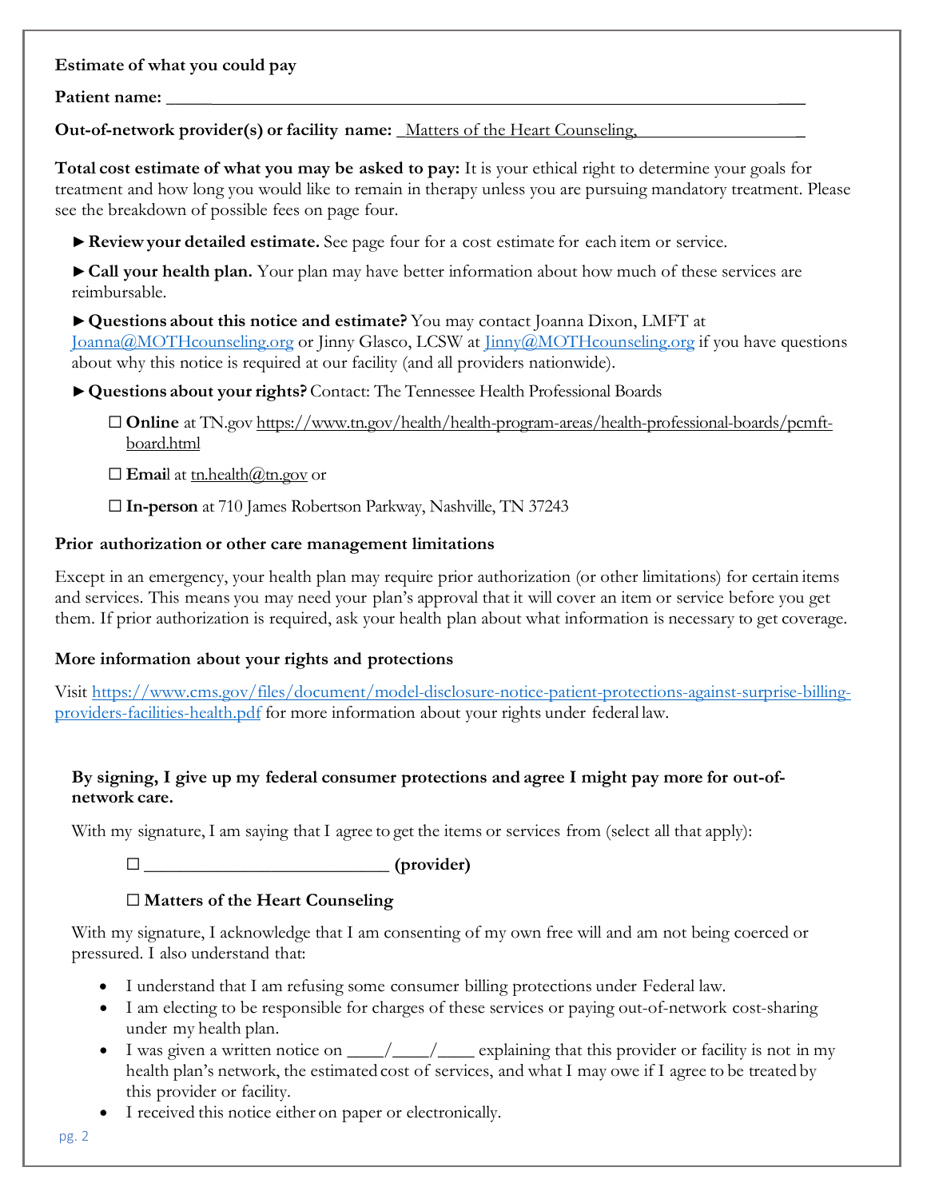**Estimate of what you could pay**

**Patient name:** ______________________________________________________________________

**Out-of-network provider(s) or facility name:** _Matters of the Heart Counseling,_____________________

**Total cost estimate of what you may be asked to pay:** It is your ethical right to determine your goals for treatment and how long you would like to remain in therapy unless you are pursuing mandatory treatment. Please see the breakdown of possible fees on page four.

► **Review your detailed estimate.** See page four for a cost estimate for each item or service.

► **Call your health plan.** Your plan may have better information about how much of these services are reimbursable.

► **Questions about this notice and estimate?** You may contact Joanna Dixon, LMFT at Joanna@MOTHcounseling.org or Jinny Glasco, LCSW at Jinny@MOTHcounseling.org if you have questions about why this notice is required at our facility (and all providers nationwide).

► **Questions about your rights?** Contact: The Tennessee Health Professional Boards

- ☐ **Online** at TN.gov https://www.tn.gov/health/health-program-areas/health-professional-boards/pcmft-board.html
- ☐ **Email** at tn.health@tn.gov or
- ☐ **In-person** at 710 James Robertson Parkway, Nashville, TN 37243

**Prior authorization or other care management limitations**

Except in an emergency, your health plan may require prior authorization (or other limitations) for certain items and services. This means you may need your plan's approval that it will cover an item or service before you get them. If prior authorization is required, ask your health plan about what information is necessary to get coverage.

**More information about your rights and protections**

Visit https://www.cms.gov/files/document/model-disclosure-notice-patient-protections-against-surprise-billing-providers-facilities-health.pdf for more information about your rights under federal law.

**By signing, I give up my federal consumer protections and agree I might pay more for out-of-network care.**

With my signature, I am saying that I agree to get the items or services from (select all that apply):

☐ **__________________________ (provider)**

☐ **Matters of the Heart Counseling**

With my signature, I acknowledge that I am consenting of my own free will and am not being coerced or pressured. I also understand that:

- I understand that I am refusing some consumer billing protections under Federal law.
- I am electing to be responsible for charges of these services or paying out-of-network cost-sharing under my health plan.
- I was given a written notice on ____/____/____ explaining that this provider or facility is not in my health plan's network, the estimated cost of services, and what I may owe if I agree to be treated by this provider or facility.
- I received this notice either on paper or electronically.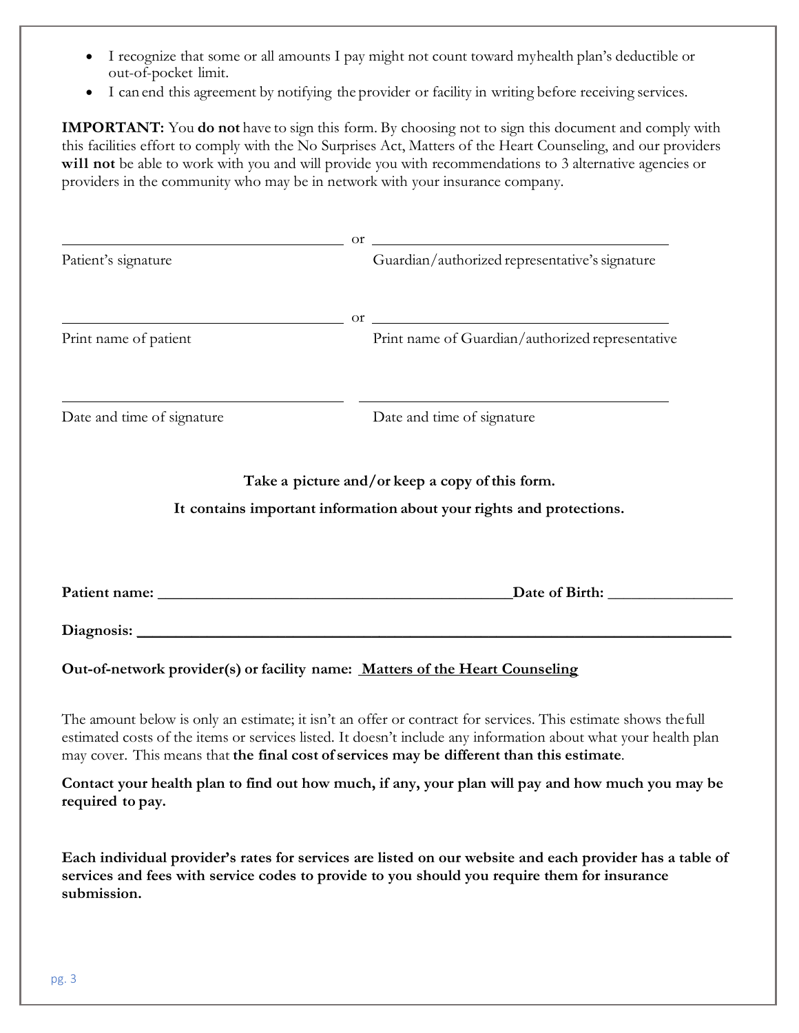- I recognize that some or all amounts I pay might not count toward myhealth plan's deductible or out-of-pocket limit.
- I can end this agreement by notifying the provider or facility in writing before receiving services.

**IMPORTANT:** You **do not** have to sign this form. By choosing not to sign this document and comply with this facilities effort to comply with the No Surprises Act, Matters of the Heart Counseling, and our providers **will not** be able to work with you and will provide you with recommendations to 3 alternative agencies or providers in the community who may be in network with your insurance company.

______________________________ or ______________________________

Patient's signature — Guardian/authorized representative's signature

______________________________ or ______________________________

Print name of patient — Print name of Guardian/authorized representative

______________________________ ______________________________

Date and time of signature — Date and time of signature

**Take a picture and/or keep a copy of this form.**

**It contains important information about your rights and protections.**

**Patient name: ______________________________Date of Birth: ________________**

**Diagnosis: ______________________________________________**

**Out-of-network provider(s) or facility name: Matters of the Heart Counseling**

The amount below is only an estimate; it isn't an offer or contract for services. This estimate shows thefull estimated costs of the items or services listed. It doesn't include any information about what your health plan may cover. This means that **the final cost of services may be different than this estimate**.

**Contact your health plan to find out how much, if any, your plan will pay and how much you may be required to pay.**

**Each individual provider's rates for services are listed on our website and each provider has a table of services and fees with service codes to provide to you should you require them for insurance submission.**